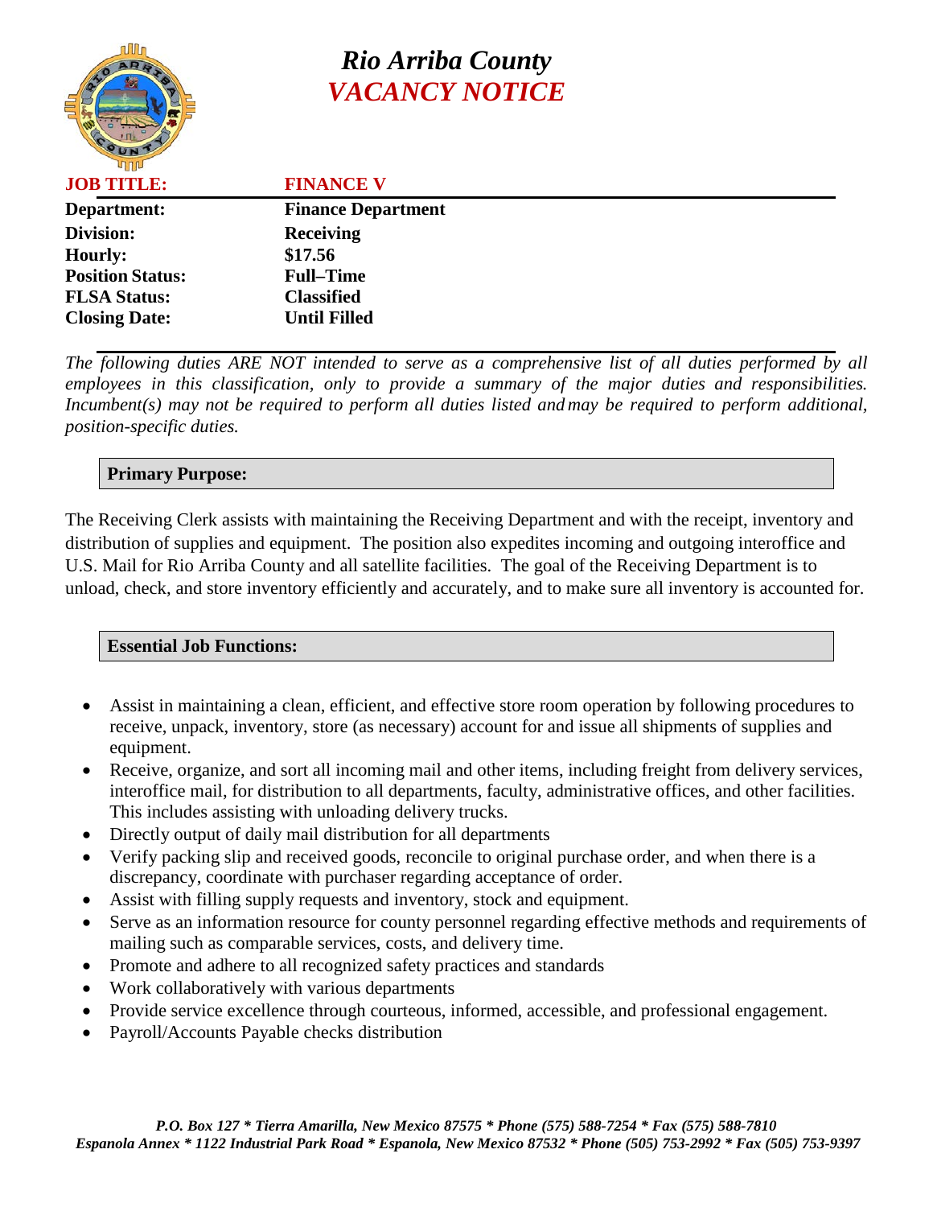# Rio Arriba County

## *VACANCY NOTICE*

| | |
|---|---|
| **JOB TITLE:** | **FINANCE V** |
| **Department:** | **Finance Department** |
| **Division:** | **Receiving** |
| **Hourly:** | **$17.56** |
| **Position Status:** | **Full–Time** |
| **FLSA Status:** | **Classified** |
| **Closing Date:** | **Until Filled** |

*The following duties ARE NOT intended to serve as a comprehensive list of all duties performed by all employees in this classification, only to provide a summary of the major duties and responsibilities. Incumbent(s) may not be required to perform all duties listed and may be required to perform additional, position-specific duties.*

### Primary Purpose:

The Receiving Clerk assists with maintaining the Receiving Department and with the receipt, inventory and distribution of supplies and equipment. The position also expedites incoming and outgoing interoffice and U.S. Mail for Rio Arriba County and all satellite facilities. The goal of the Receiving Department is to unload, check, and store inventory efficiently and accurately, and to make sure all inventory is accounted for.

### Essential Job Functions:

- Assist in maintaining a clean, efficient, and effective store room operation by following procedures to receive, unpack, inventory, store (as necessary) account for and issue all shipments of supplies and equipment.
- Receive, organize, and sort all incoming mail and other items, including freight from delivery services, interoffice mail, for distribution to all departments, faculty, administrative offices, and other facilities. This includes assisting with unloading delivery trucks.
- Directly output of daily mail distribution for all departments
- Verify packing slip and received goods, reconcile to original purchase order, and when there is a discrepancy, coordinate with purchaser regarding acceptance of order.
- Assist with filling supply requests and inventory, stock and equipment.
- Serve as an information resource for county personnel regarding effective methods and requirements of mailing such as comparable services, costs, and delivery time.
- Promote and adhere to all recognized safety practices and standards
- Work collaboratively with various departments
- Provide service excellence through courteous, informed, accessible, and professional engagement.
- Payroll/Accounts Payable checks distribution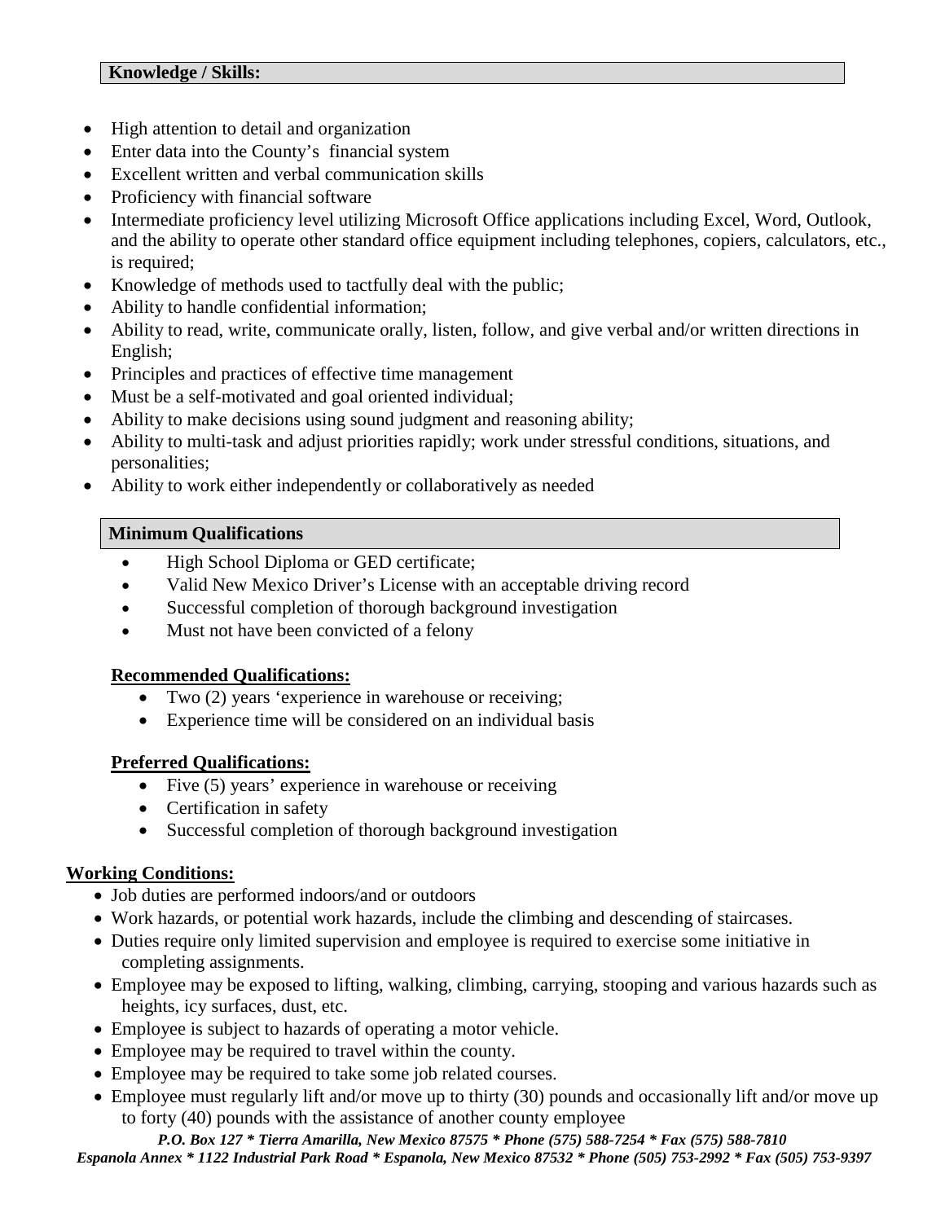## Knowledge / Skills:

- High attention to detail and organization
- Enter data into the County's financial system
- Excellent written and verbal communication skills
- Proficiency with financial software
- Intermediate proficiency level utilizing Microsoft Office applications including Excel, Word, Outlook, and the ability to operate other standard office equipment including telephones, copiers, calculators, etc., is required;
- Knowledge of methods used to tactfully deal with the public;
- Ability to handle confidential information;
- Ability to read, write, communicate orally, listen, follow, and give verbal and/or written directions in English;
- Principles and practices of effective time management
- Must be a self-motivated and goal oriented individual;
- Ability to make decisions using sound judgment and reasoning ability;
- Ability to multi-task and adjust priorities rapidly; work under stressful conditions, situations, and personalities;
- Ability to work either independently or collaboratively as needed

## Minimum Qualifications

- High School Diploma or GED certificate;
- Valid New Mexico Driver's License with an acceptable driving record
- Successful completion of thorough background investigation
- Must not have been convicted of a felony

### Recommended Qualifications:

- Two (2) years 'experience in warehouse or receiving;
- Experience time will be considered on an individual basis

### Preferred Qualifications:

- Five (5) years' experience in warehouse or receiving
- Certification in safety
- Successful completion of thorough background investigation

## Working Conditions:

- Job duties are performed indoors/and or outdoors
- Work hazards, or potential work hazards, include the climbing and descending of staircases.
- Duties require only limited supervision and employee is required to exercise some initiative in completing assignments.
- Employee may be exposed to lifting, walking, climbing, carrying, stooping and various hazards such as heights, icy surfaces, dust, etc.
- Employee is subject to hazards of operating a motor vehicle.
- Employee may be required to travel within the county.
- Employee may be required to take some job related courses.
- Employee must regularly lift and/or move up to thirty (30) pounds and occasionally lift and/or move up to forty (40) pounds with the assistance of another county employee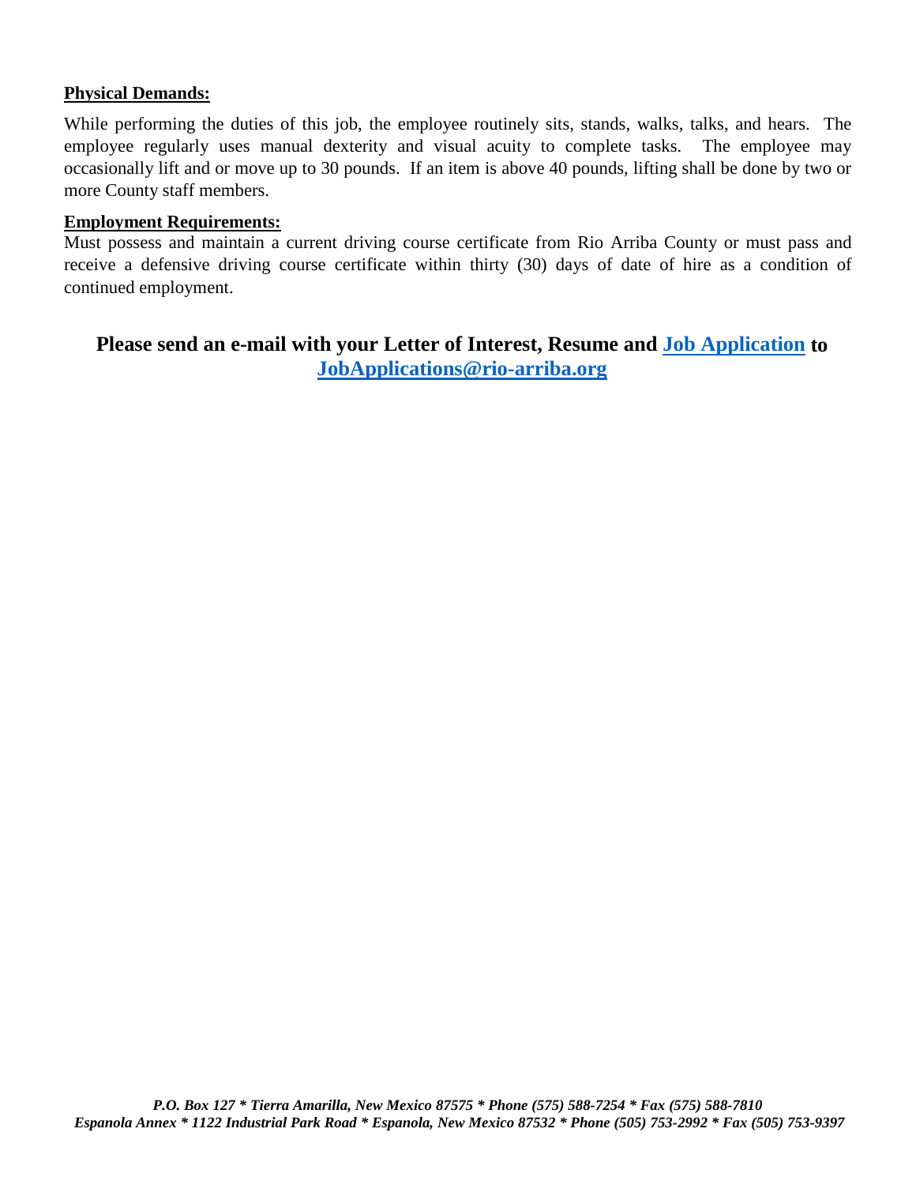**Physical Demands:**

While performing the duties of this job, the employee routinely sits, stands, walks, talks, and hears. The employee regularly uses manual dexterity and visual acuity to complete tasks. The employee may occasionally lift and or move up to 30 pounds. If an item is above 40 pounds, lifting shall be done by two or more County staff members.

**Employment Requirements:**

Must possess and maintain a current driving course certificate from Rio Arriba County or must pass and receive a defensive driving course certificate within thirty (30) days of date of hire as a condition of continued employment.

**Please send an e-mail with your Letter of Interest, Resume and Job Application to JobApplications@rio-arriba.org**

*P.O. Box 127 * Tierra Amarilla, New Mexico 87575 * Phone (575) 588-7254 * Fax (575) 588-7810*
*Espanola Annex * 1122 Industrial Park Road * Espanola, New Mexico 87532 * Phone (505) 753-2992 * Fax (505) 753-9397*